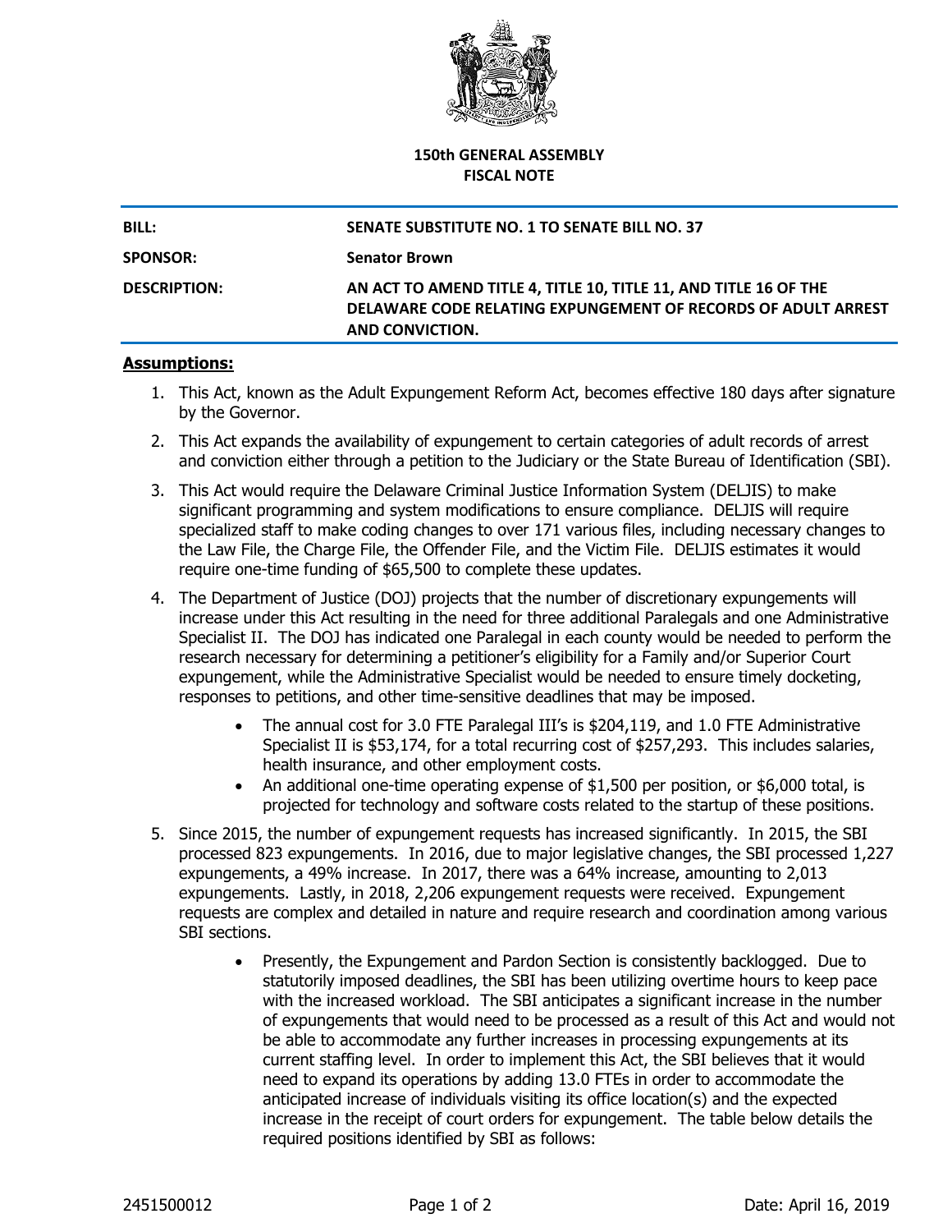**150th GENERAL ASSEMBLY**
**FISCAL NOTE**

| | |
|---|---|
| **BILL:** | **SENATE SUBSTITUTE NO. 1 TO SENATE BILL NO. 37** |
| **SPONSOR:** | **Senator Brown** |
| **DESCRIPTION:** | **AN ACT TO AMEND TITLE 4, TITLE 10, TITLE 11, AND TITLE 16 OF THE DELAWARE CODE RELATING EXPUNGEMENT OF RECORDS OF ADULT ARREST AND CONVICTION.** |

## Assumptions:

1. This Act, known as the Adult Expungement Reform Act, becomes effective 180 days after signature by the Governor.
2. This Act expands the availability of expungement to certain categories of adult records of arrest and conviction either through a petition to the Judiciary or the State Bureau of Identification (SBI).
3. This Act would require the Delaware Criminal Justice Information System (DELJIS) to make significant programming and system modifications to ensure compliance. DELJIS will require specialized staff to make coding changes to over 171 various files, including necessary changes to the Law File, the Charge File, the Offender File, and the Victim File. DELJIS estimates it would require one-time funding of $65,500 to complete these updates.
4. The Department of Justice (DOJ) projects that the number of discretionary expungements will increase under this Act resulting in the need for three additional Paralegals and one Administrative Specialist II. The DOJ has indicated one Paralegal in each county would be needed to perform the research necessary for determining a petitioner's eligibility for a Family and/or Superior Court expungement, while the Administrative Specialist would be needed to ensure timely docketing, responses to petitions, and other time-sensitive deadlines that may be imposed.
   - The annual cost for 3.0 FTE Paralegal III's is $204,119, and 1.0 FTE Administrative Specialist II is $53,174, for a total recurring cost of $257,293. This includes salaries, health insurance, and other employment costs.
   - An additional one-time operating expense of $1,500 per position, or $6,000 total, is projected for technology and software costs related to the startup of these positions.
5. Since 2015, the number of expungement requests has increased significantly. In 2015, the SBI processed 823 expungements. In 2016, due to major legislative changes, the SBI processed 1,227 expungements, a 49% increase. In 2017, there was a 64% increase, amounting to 2,013 expungements. Lastly, in 2018, 2,206 expungement requests were received. Expungement requests are complex and detailed in nature and require research and coordination among various SBI sections.
   - Presently, the Expungement and Pardon Section is consistently backlogged. Due to statutorily imposed deadlines, the SBI has been utilizing overtime hours to keep pace with the increased workload. The SBI anticipates a significant increase in the number of expungements that would need to be processed as a result of this Act and would not be able to accommodate any further increases in processing expungements at its current staffing level. In order to implement this Act, the SBI believes that it would need to expand its operations by adding 13.0 FTEs in order to accommodate the anticipated increase of individuals visiting its office location(s) and the expected increase in the receipt of court orders for expungement. The table below details the required positions identified by SBI as follows: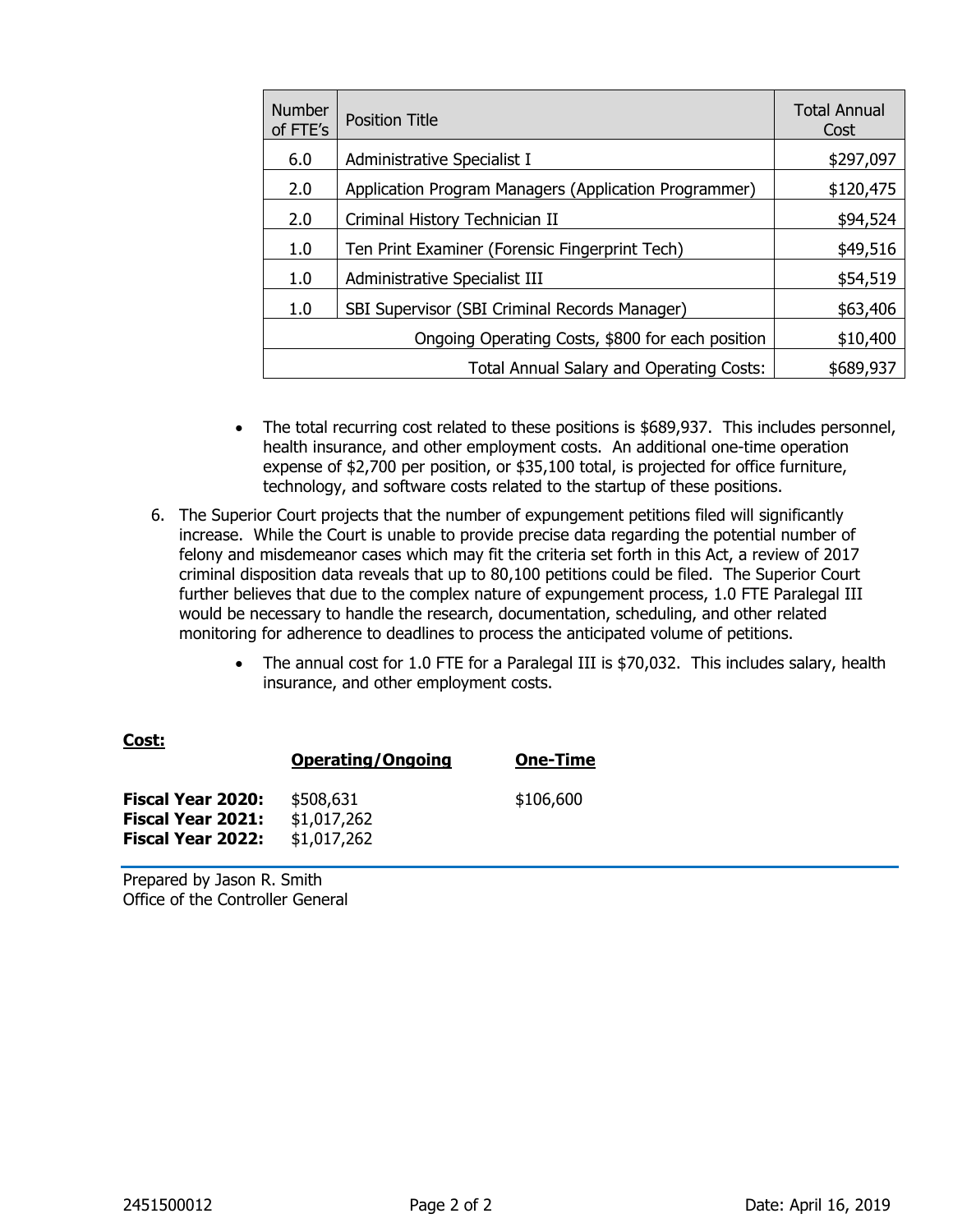| Number of FTE's | Position Title | Total Annual Cost |
|---|---|---|
| 6.0 | Administrative Specialist I | $297,097 |
| 2.0 | Application Program Managers (Application Programmer) | $120,475 |
| 2.0 | Criminal History Technician II | $94,524 |
| 1.0 | Ten Print Examiner (Forensic Fingerprint Tech) | $49,516 |
| 1.0 | Administrative Specialist III | $54,519 |
| 1.0 | SBI Supervisor (SBI Criminal Records Manager) | $63,406 |
| | Ongoing Operating Costs, $800 for each position | $10,400 |
| | Total Annual Salary and Operating Costs: | $689,937 |

- The total recurring cost related to these positions is $689,937. This includes personnel, health insurance, and other employment costs. An additional one-time operation expense of $2,700 per position, or $35,100 total, is projected for office furniture, technology, and software costs related to the startup of these positions.

6. The Superior Court projects that the number of expungement petitions filed will significantly increase. While the Court is unable to provide precise data regarding the potential number of felony and misdemeanor cases which may fit the criteria set forth in this Act, a review of 2017 criminal disposition data reveals that up to 80,100 petitions could be filed. The Superior Court further believes that due to the complex nature of expungement process, 1.0 FTE Paralegal III would be necessary to handle the research, documentation, scheduling, and other related monitoring for adherence to deadlines to process the anticipated volume of petitions.

   - The annual cost for 1.0 FTE for a Paralegal III is $70,032. This includes salary, health insurance, and other employment costs.

**Cost:**

| | Operating/Ongoing | One-Time |
|---|---|---|
| **Fiscal Year 2020:** | $508,631 | $106,600 |
| **Fiscal Year 2021:** | $1,017,262 | |
| **Fiscal Year 2022:** | $1,017,262 | |

Prepared by Jason R. Smith
Office of the Controller General

2451500012

Date: April 16, 2019